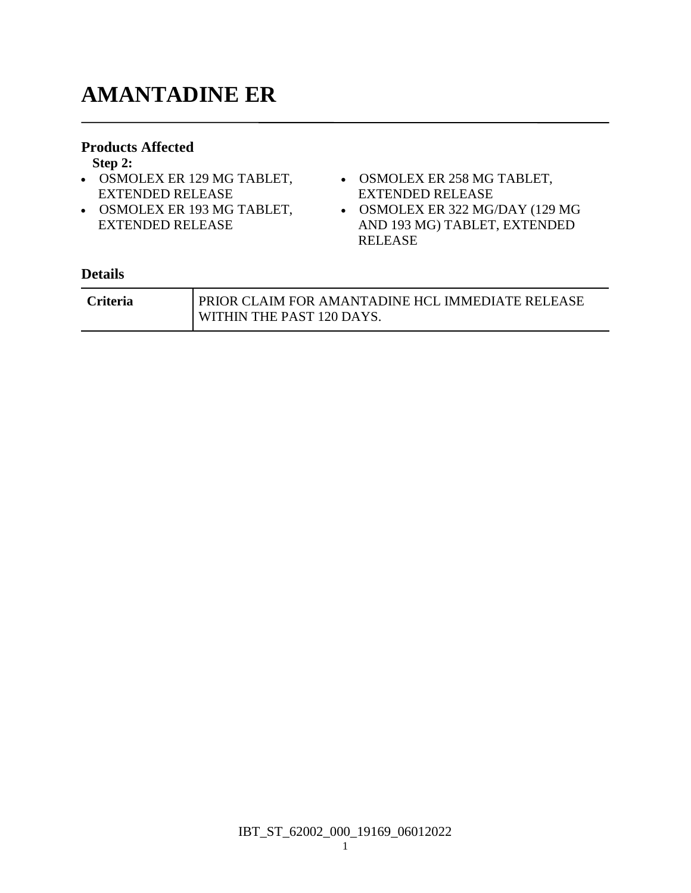# AMANTADINE ER

### Products Affected

**Step 2:**

- OSMOLEX ER 129 MG TABLET, EXTENDED RELEASE
- OSMOLEX ER 193 MG TABLET, EXTENDED RELEASE
- OSMOLEX ER 258 MG TABLET, EXTENDED RELEASE
- OSMOLEX ER 322 MG/DAY (129 MG AND 193 MG) TABLET, EXTENDED RELEASE

### Details

| **Criteria** | PRIOR CLAIM FOR AMANTADINE HCL IMMEDIATE RELEASE WITHIN THE PAST 120 DAYS. |
|---|---|

IBT_ST_62002_000_19169_06012022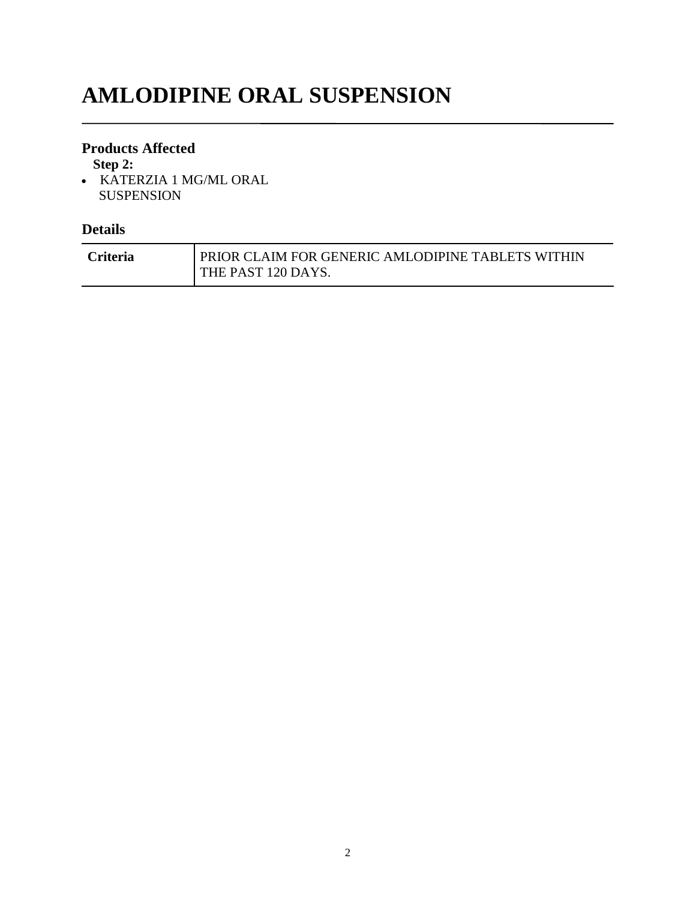# AMLODIPINE ORAL SUSPENSION

## Products Affected

**Step 2:**

- KATERZIA 1 MG/ML ORAL SUSPENSION

## Details

| **Criteria** | PRIOR CLAIM FOR GENERIC AMLODIPINE TABLETS WITHIN THE PAST 120 DAYS. |
|---|---|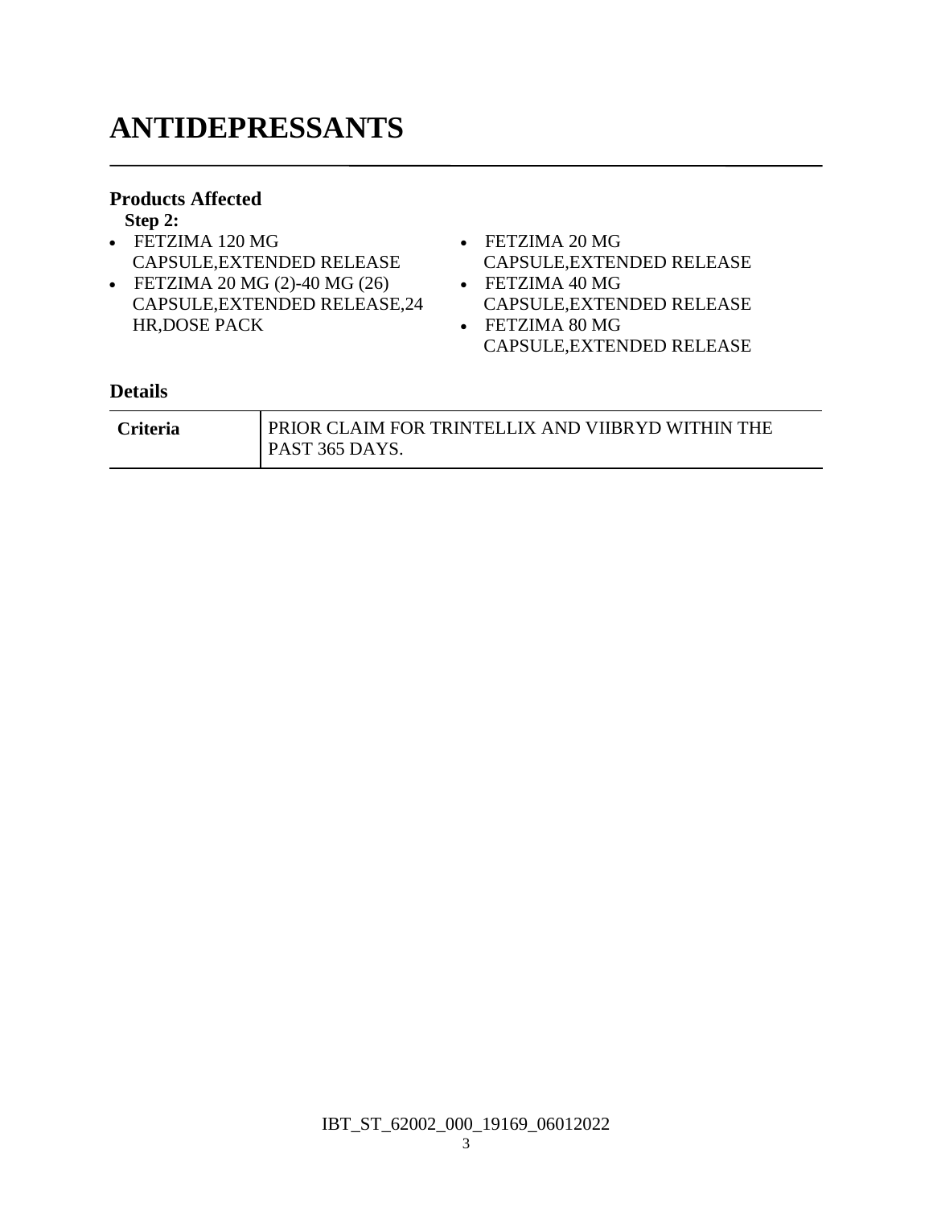# ANTIDEPRESSANTS

### Products Affected

**Step 2:**

- FETZIMA 120 MG CAPSULE,EXTENDED RELEASE
- FETZIMA 20 MG (2)-40 MG (26) CAPSULE,EXTENDED RELEASE,24 HR,DOSE PACK
- FETZIMA 20 MG CAPSULE,EXTENDED RELEASE
- FETZIMA 40 MG CAPSULE,EXTENDED RELEASE
- FETZIMA 80 MG CAPSULE,EXTENDED RELEASE

### Details

| | |
|---|---|
| **Criteria** | PRIOR CLAIM FOR TRINTELLIX AND VIIBRYD WITHIN THE PAST 365 DAYS. |

IBT_ST_62002_000_19169_06012022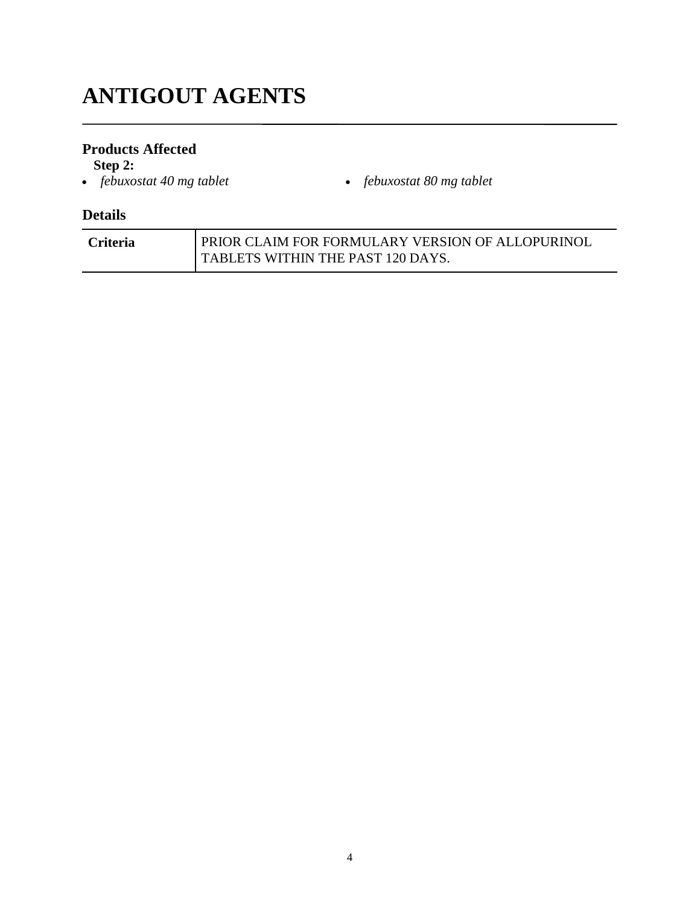# ANTIGOUT AGENTS

## Products Affected

**Step 2:**

- *febuxostat 40 mg tablet*
- *febuxostat 80 mg tablet*

## Details

| | |
|---|---|
| **Criteria** | PRIOR CLAIM FOR FORMULARY VERSION OF ALLOPURINOL TABLETS WITHIN THE PAST 120 DAYS. |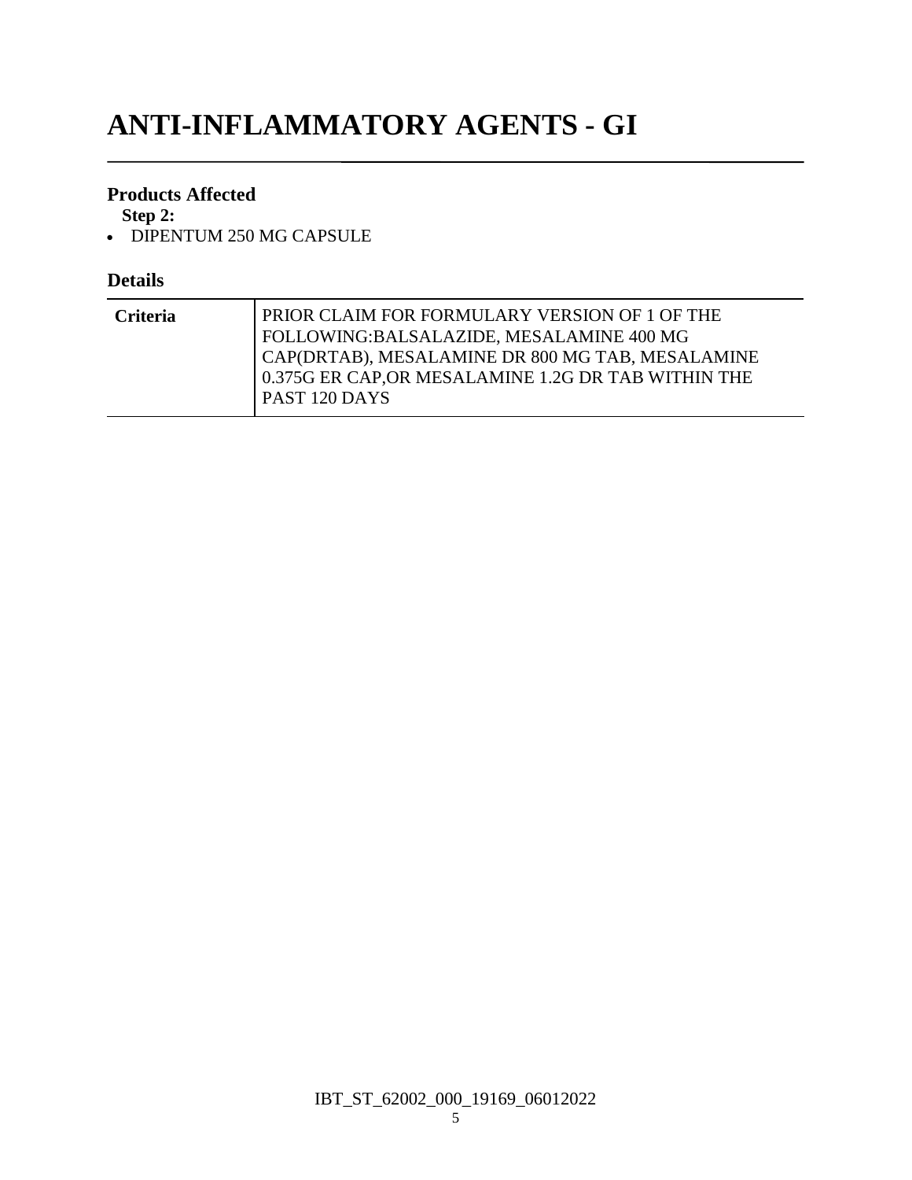# ANTI-INFLAMMATORY AGENTS - GI

### Products Affected

**Step 2:**

- DIPENTUM 250 MG CAPSULE

### Details

| | |
|---|---|
| **Criteria** | PRIOR CLAIM FOR FORMULARY VERSION OF 1 OF THE FOLLOWING:BALSALAZIDE, MESALAMINE 400 MG CAP(DRTAB), MESALAMINE DR 800 MG TAB, MESALAMINE 0.375G ER CAP,OR MESALAMINE 1.2G DR TAB WITHIN THE PAST 120 DAYS |

IBT_ST_62002_000_19169_06012022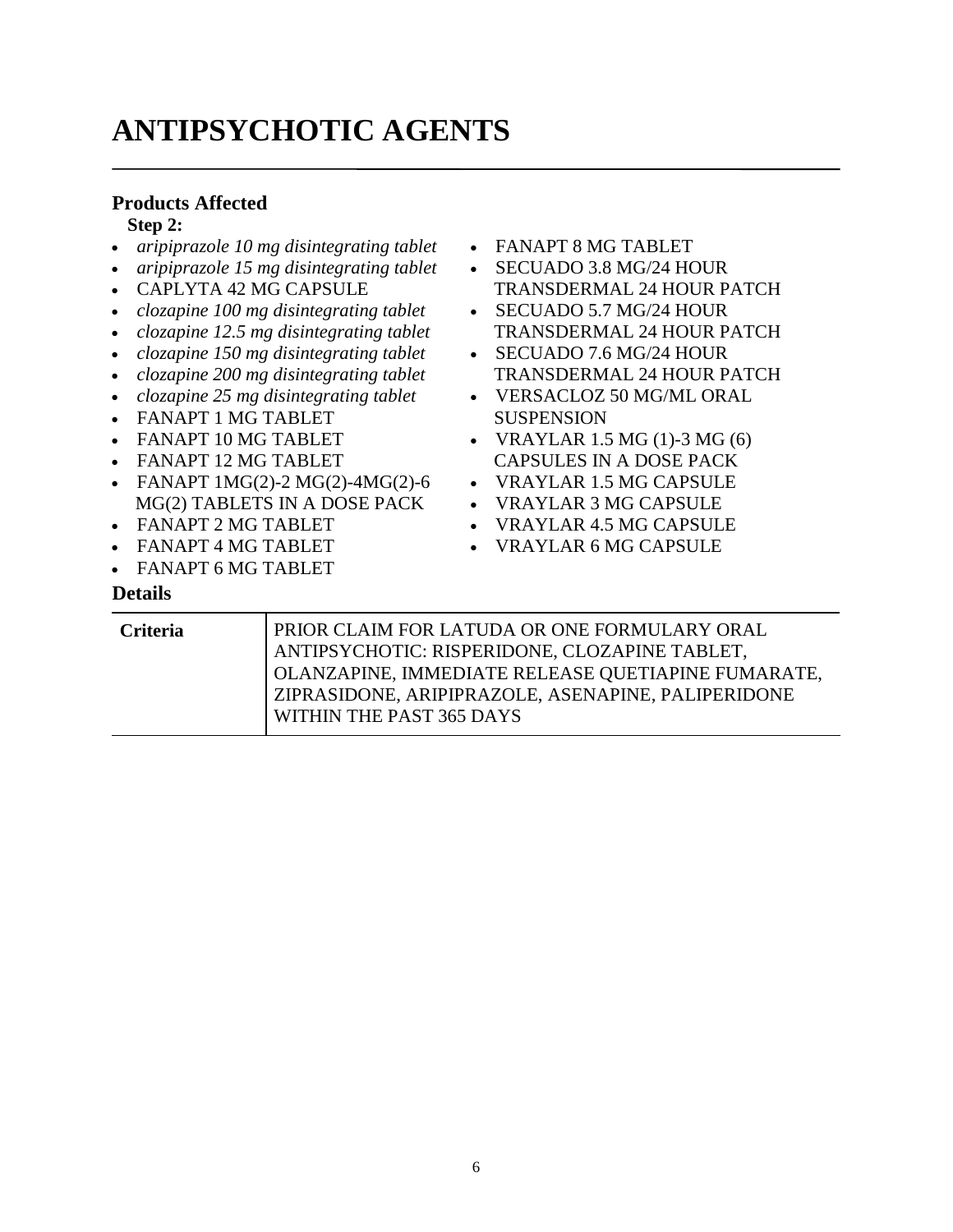# ANTIPSYCHOTIC AGENTS

### Products Affected

**Step 2:**

- *aripiprazole 10 mg disintegrating tablet*
- *aripiprazole 15 mg disintegrating tablet*
- CAPLYTA 42 MG CAPSULE
- *clozapine 100 mg disintegrating tablet*
- *clozapine 12.5 mg disintegrating tablet*
- *clozapine 150 mg disintegrating tablet*
- *clozapine 200 mg disintegrating tablet*
- *clozapine 25 mg disintegrating tablet*
- FANAPT 1 MG TABLET
- FANAPT 10 MG TABLET
- FANAPT 12 MG TABLET
- FANAPT 1MG(2)-2 MG(2)-4MG(2)-6 MG(2) TABLETS IN A DOSE PACK
- FANAPT 2 MG TABLET
- FANAPT 4 MG TABLET
- FANAPT 6 MG TABLET
- FANAPT 8 MG TABLET
- SECUADO 3.8 MG/24 HOUR TRANSDERMAL 24 HOUR PATCH
- SECUADO 5.7 MG/24 HOUR TRANSDERMAL 24 HOUR PATCH
- SECUADO 7.6 MG/24 HOUR TRANSDERMAL 24 HOUR PATCH
- VERSACLOZ 50 MG/ML ORAL SUSPENSION
- VRAYLAR 1.5 MG (1)-3 MG (6) CAPSULES IN A DOSE PACK
- VRAYLAR 1.5 MG CAPSULE
- VRAYLAR 3 MG CAPSULE
- VRAYLAR 4.5 MG CAPSULE
- VRAYLAR 6 MG CAPSULE

### Details

| | |
|---|---|
| **Criteria** | PRIOR CLAIM FOR LATUDA OR ONE FORMULARY ORAL ANTIPSYCHOTIC: RISPERIDONE, CLOZAPINE TABLET, OLANZAPINE, IMMEDIATE RELEASE QUETIAPINE FUMARATE, ZIPRASIDONE, ARIPIPRAZOLE, ASENAPINE, PALIPERIDONE WITHIN THE PAST 365 DAYS |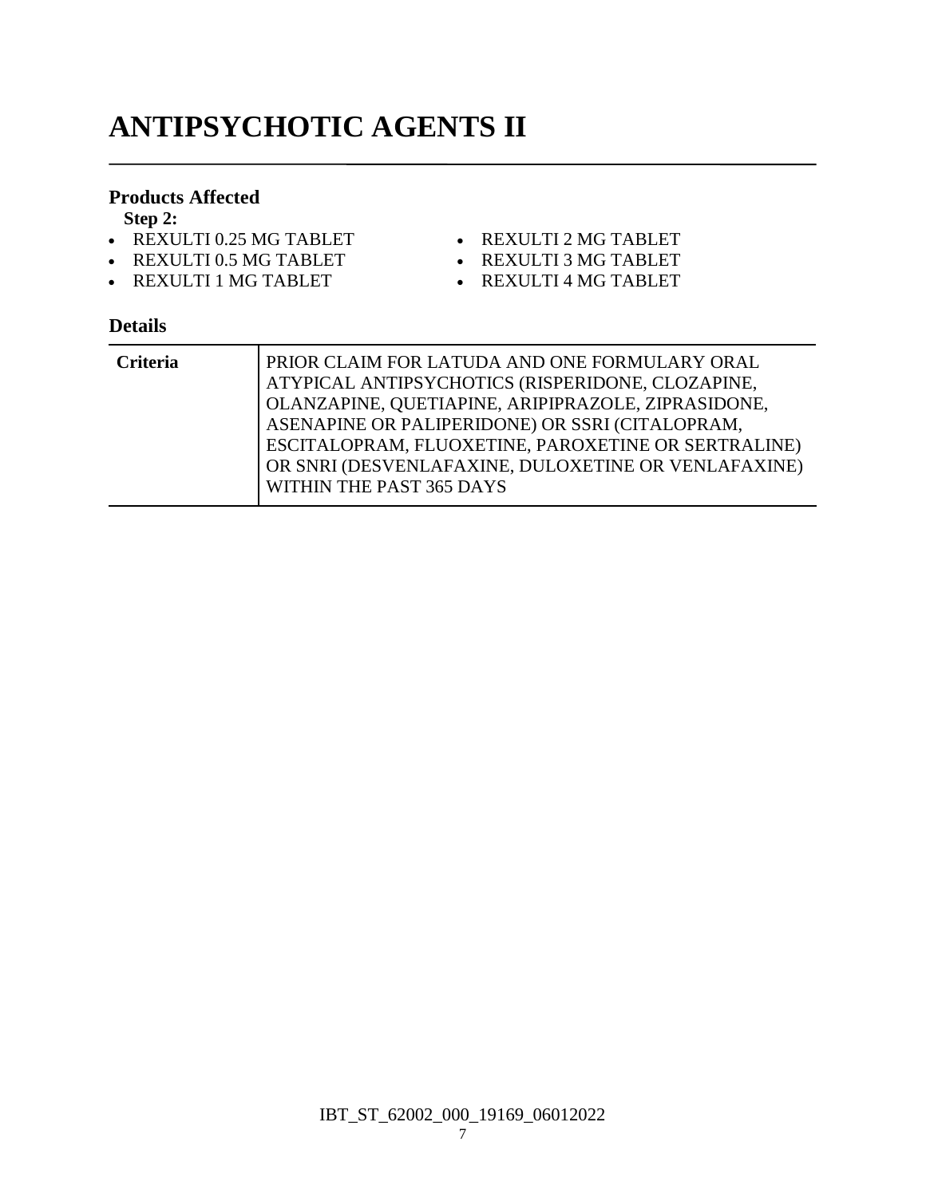# ANTIPSYCHOTIC AGENTS II

### Products Affected

**Step 2:**

- REXULTI 0.25 MG TABLET
- REXULTI 0.5 MG TABLET
- REXULTI 1 MG TABLET
- REXULTI 2 MG TABLET
- REXULTI 3 MG TABLET
- REXULTI 4 MG TABLET

### Details

| | |
|---|---|
| **Criteria** | PRIOR CLAIM FOR LATUDA AND ONE FORMULARY ORAL ATYPICAL ANTIPSYCHOTICS (RISPERIDONE, CLOZAPINE, OLANZAPINE, QUETIAPINE, ARIPIPRAZOLE, ZIPRASIDONE, ASENAPINE OR PALIPERIDONE) OR SSRI (CITALOPRAM, ESCITALOPRAM, FLUOXETINE, PAROXETINE OR SERTRALINE) OR SNRI (DESVENLAFAXINE, DULOXETINE OR VENLAFAXINE) WITHIN THE PAST 365 DAYS |

IBT_ST_62002_000_19169_06012022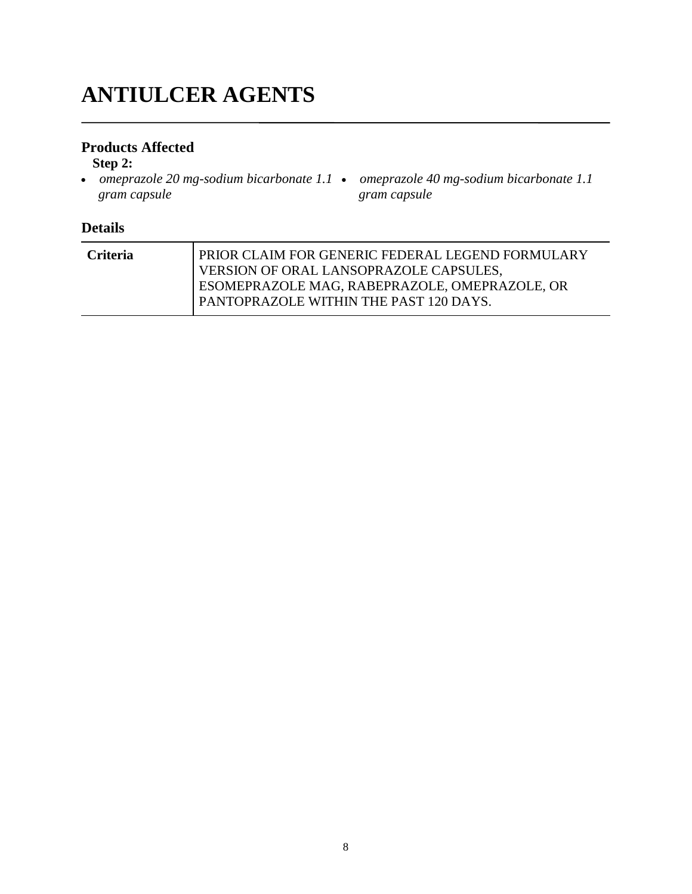# ANTIULCER AGENTS

## Products Affected

**Step 2:**

- *omeprazole 20 mg-sodium bicarbonate 1.1 gram capsule*
- *omeprazole 40 mg-sodium bicarbonate 1.1 gram capsule*

## Details

| | |
|---|---|
| **Criteria** | PRIOR CLAIM FOR GENERIC FEDERAL LEGEND FORMULARY VERSION OF ORAL LANSOPRAZOLE CAPSULES, ESOMEPRAZOLE MAG, RABEPRAZOLE, OMEPRAZOLE, OR PANTOPRAZOLE WITHIN THE PAST 120 DAYS. |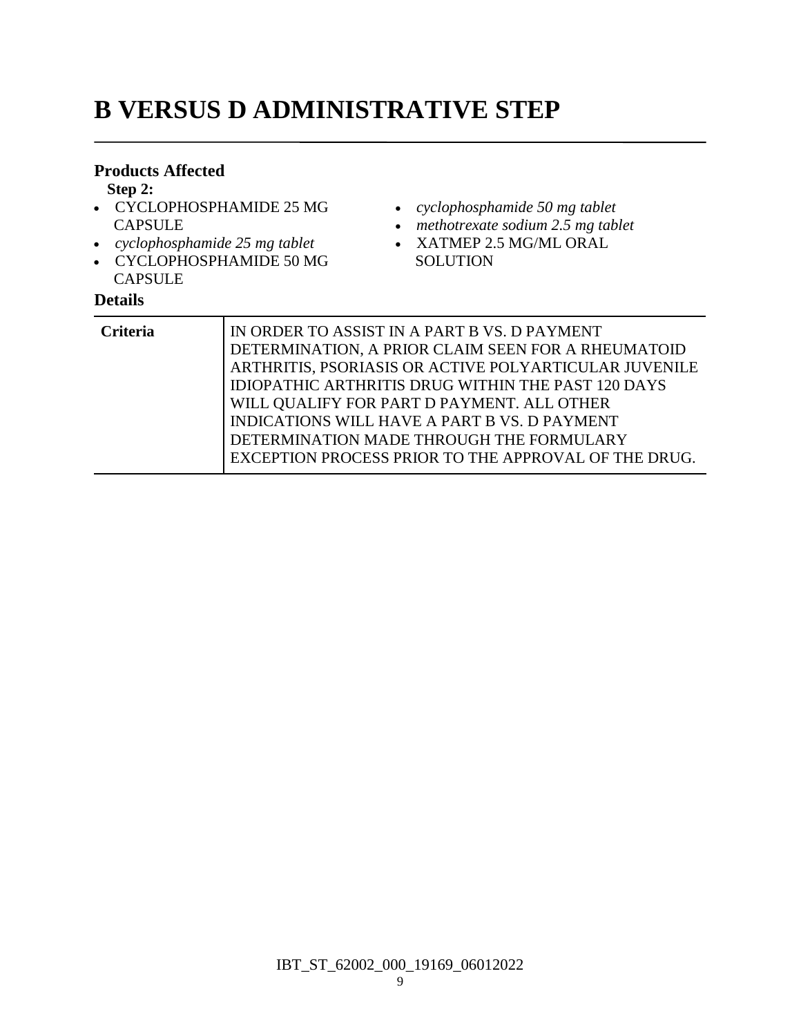# B VERSUS D ADMINISTRATIVE STEP

### Products Affected

**Step 2:**

- CYCLOPHOSPHAMIDE 25 MG CAPSULE
- *cyclophosphamide 25 mg tablet*
- CYCLOPHOSPHAMIDE 50 MG CAPSULE
- *cyclophosphamide 50 mg tablet*
- *methotrexate sodium 2.5 mg tablet*
- XATMEP 2.5 MG/ML ORAL SOLUTION

### Details

| | |
|---|---|
| **Criteria** | IN ORDER TO ASSIST IN A PART B VS. D PAYMENT DETERMINATION, A PRIOR CLAIM SEEN FOR A RHEUMATOID ARTHRITIS, PSORIASIS OR ACTIVE POLYARTICULAR JUVENILE IDIOPATHIC ARTHRITIS DRUG WITHIN THE PAST 120 DAYS WILL QUALIFY FOR PART D PAYMENT. ALL OTHER INDICATIONS WILL HAVE A PART B VS. D PAYMENT DETERMINATION MADE THROUGH THE FORMULARY EXCEPTION PROCESS PRIOR TO THE APPROVAL OF THE DRUG. |

IBT_ST_62002_000_19169_06012022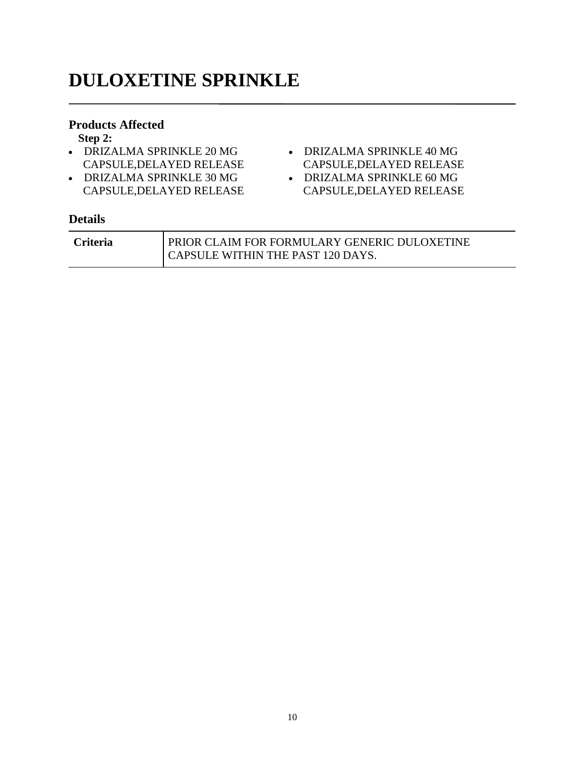# DULOXETINE SPRINKLE

## Products Affected

**Step 2:**

- DRIZALMA SPRINKLE 20 MG CAPSULE,DELAYED RELEASE
- DRIZALMA SPRINKLE 30 MG CAPSULE,DELAYED RELEASE
- DRIZALMA SPRINKLE 40 MG CAPSULE,DELAYED RELEASE
- DRIZALMA SPRINKLE 60 MG CAPSULE,DELAYED RELEASE

## Details

| **Criteria** | PRIOR CLAIM FOR FORMULARY GENERIC DULOXETINE CAPSULE WITHIN THE PAST 120 DAYS. |
|---|---|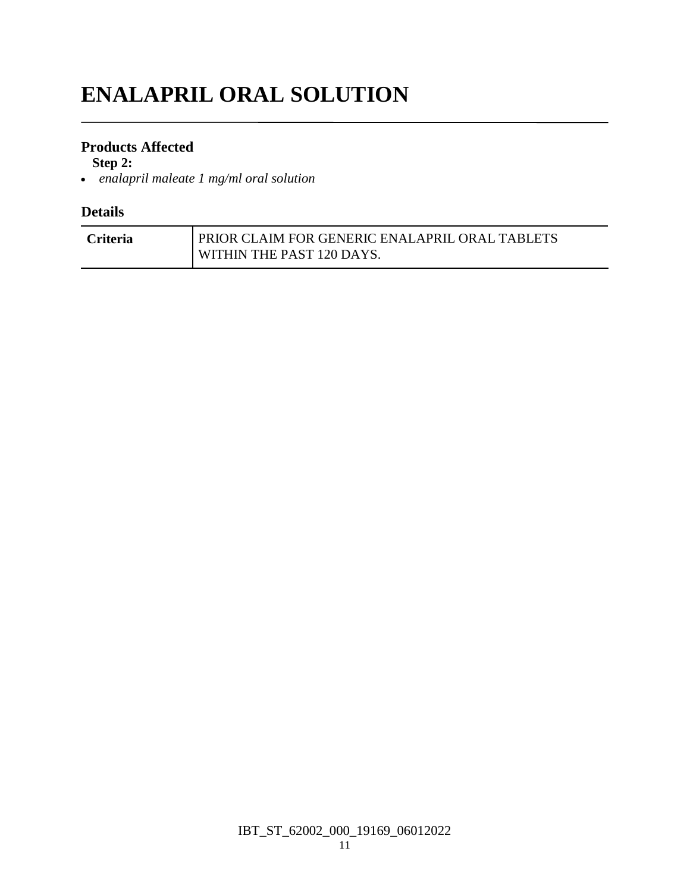# ENALAPRIL ORAL SOLUTION

### Products Affected

**Step 2:**

- *enalapril maleate 1 mg/ml oral solution*

### Details

| | |
|---|---|
| **Criteria** | PRIOR CLAIM FOR GENERIC ENALAPRIL ORAL TABLETS WITHIN THE PAST 120 DAYS. |

IBT_ST_62002_000_19169_06012022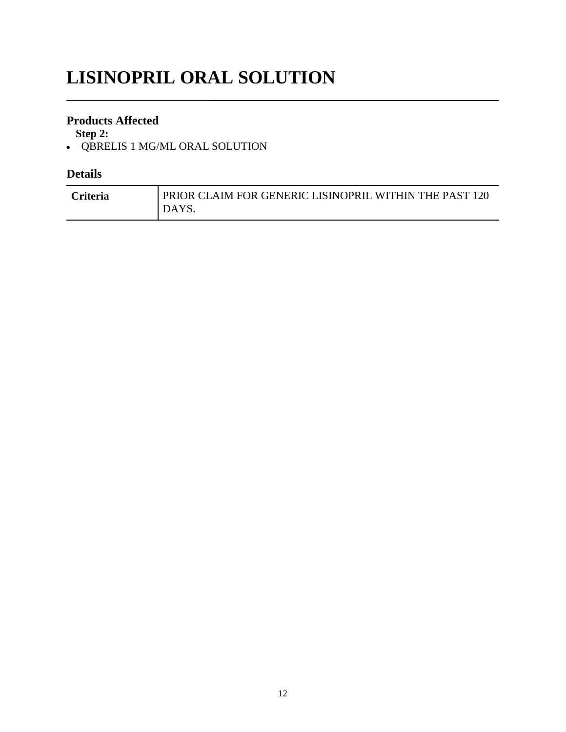# LISINOPRIL ORAL SOLUTION

## Products Affected

**Step 2:**

- QBRELIS 1 MG/ML ORAL SOLUTION

## Details

| **Criteria** | PRIOR CLAIM FOR GENERIC LISINOPRIL WITHIN THE PAST 120 DAYS. |
|---|---|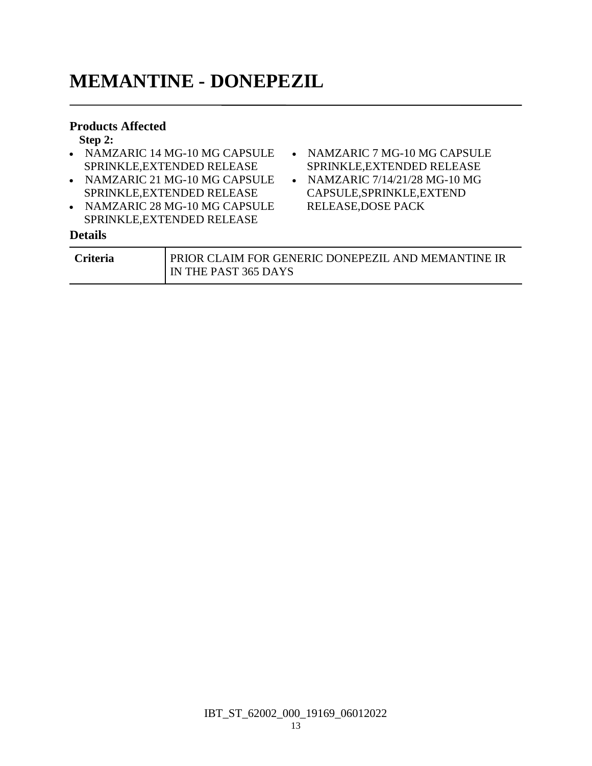# MEMANTINE - DONEPEZIL

**Products Affected**

**Step 2:**

- NAMZARIC 14 MG-10 MG CAPSULE SPRINKLE,EXTENDED RELEASE
- NAMZARIC 21 MG-10 MG CAPSULE SPRINKLE,EXTENDED RELEASE
- NAMZARIC 28 MG-10 MG CAPSULE SPRINKLE,EXTENDED RELEASE
- NAMZARIC 7 MG-10 MG CAPSULE SPRINKLE,EXTENDED RELEASE
- NAMZARIC 7/14/21/28 MG-10 MG CAPSULE,SPRINKLE,EXTEND RELEASE,DOSE PACK

**Details**

| Criteria | PRIOR CLAIM FOR GENERIC DONEPEZIL AND MEMANTINE IR IN THE PAST 365 DAYS |
|---|---|

IBT_ST_62002_000_19169_06012022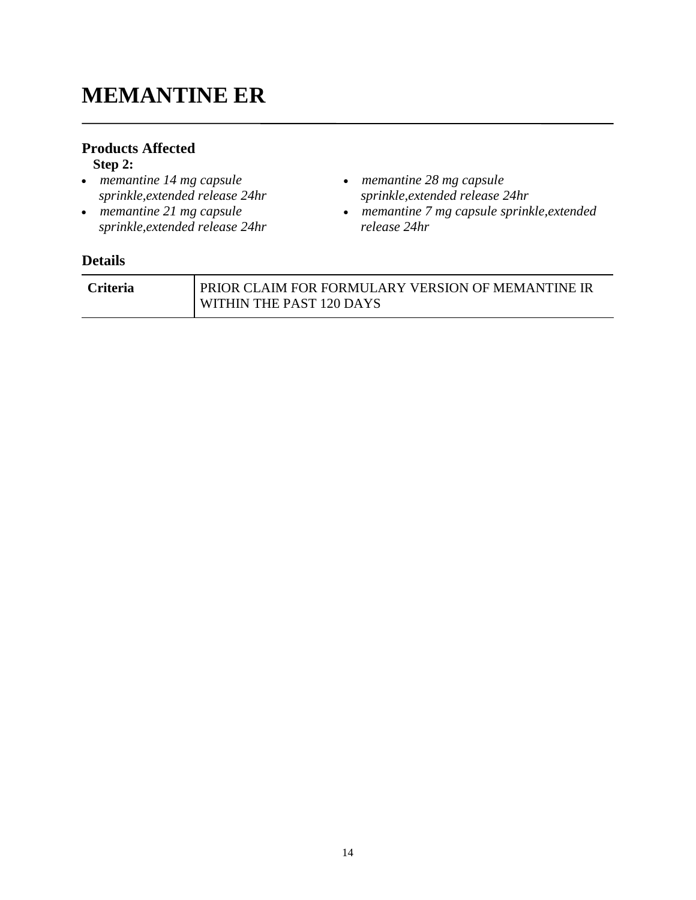# MEMANTINE ER

## Products Affected

**Step 2:**

- *memantine 14 mg capsule sprinkle,extended release 24hr*
- *memantine 21 mg capsule sprinkle,extended release 24hr*
- *memantine 28 mg capsule sprinkle,extended release 24hr*
- *memantine 7 mg capsule sprinkle,extended release 24hr*

## Details

| | |
|---|---|
| **Criteria** | PRIOR CLAIM FOR FORMULARY VERSION OF MEMANTINE IR WITHIN THE PAST 120 DAYS |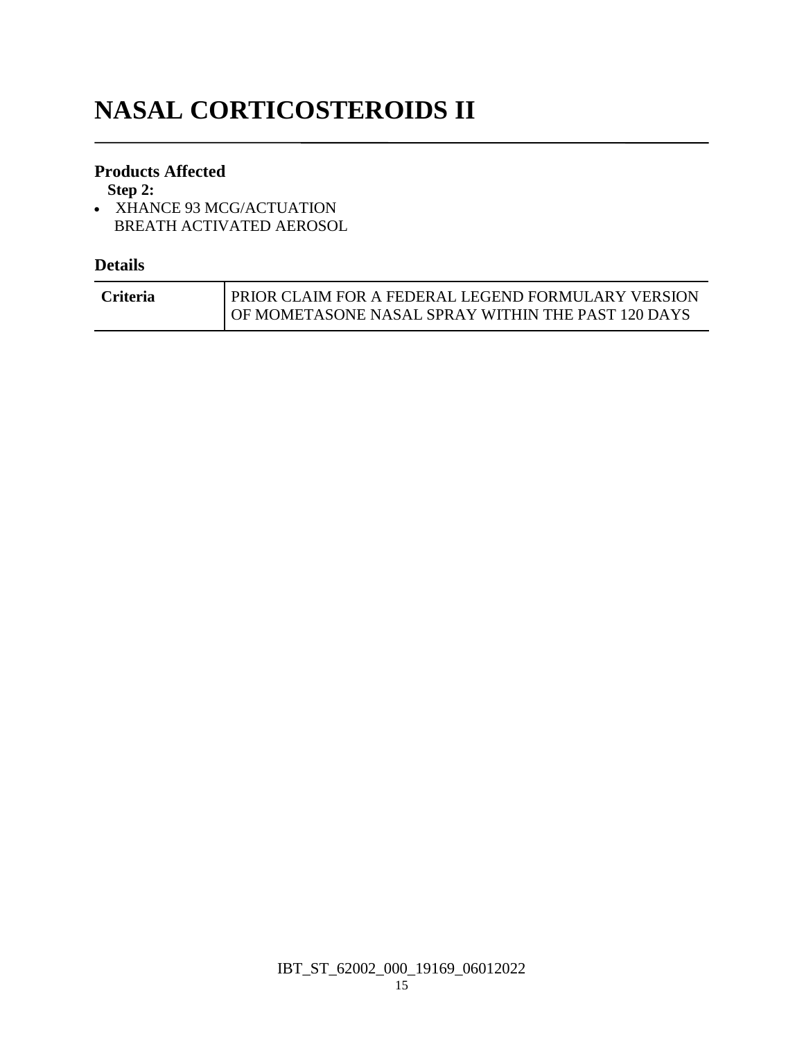# NASAL CORTICOSTEROIDS II

### Products Affected

**Step 2:**

- XHANCE 93 MCG/ACTUATION BREATH ACTIVATED AEROSOL

### Details

| | |
|---|---|
| **Criteria** | PRIOR CLAIM FOR A FEDERAL LEGEND FORMULARY VERSION OF MOMETASONE NASAL SPRAY WITHIN THE PAST 120 DAYS |

IBT_ST_62002_000_19169_06012022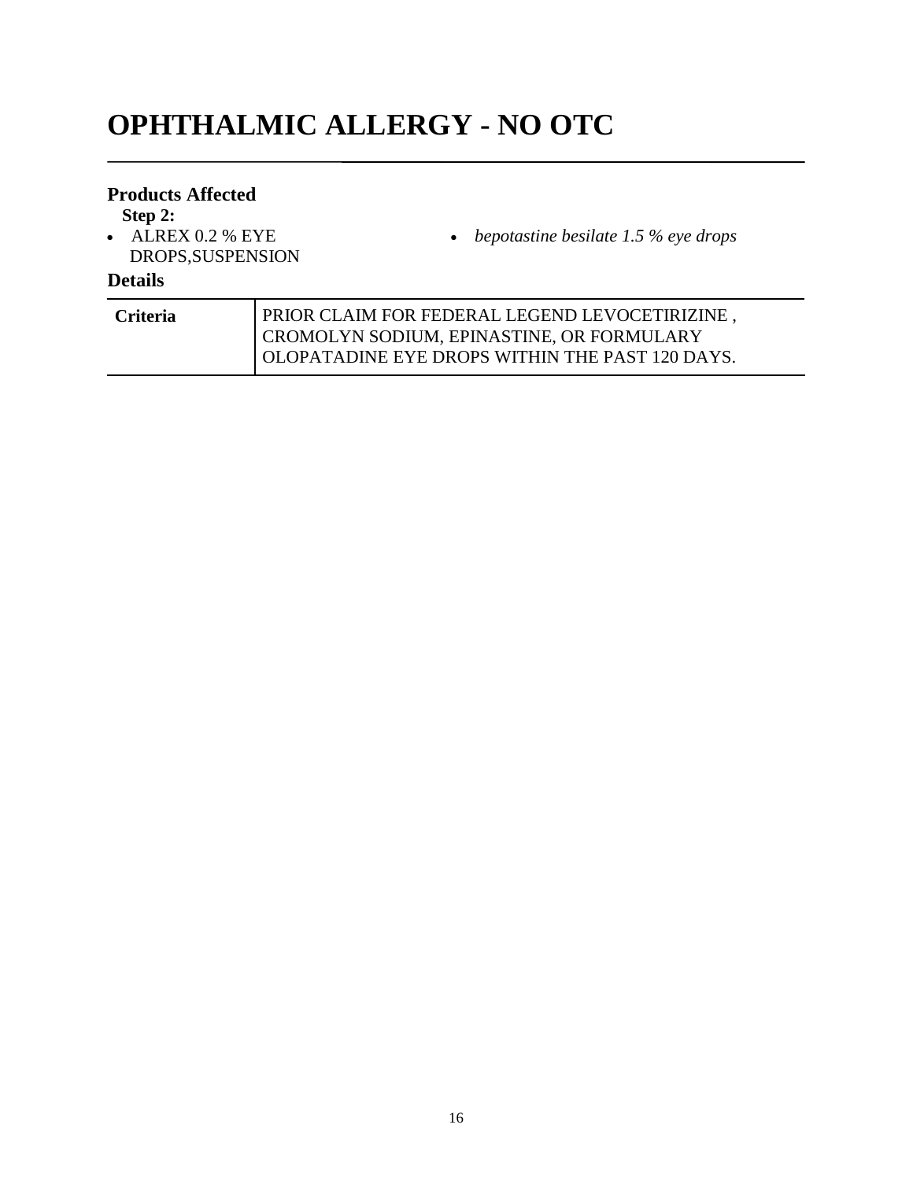# OPHTHALMIC ALLERGY - NO OTC

## Products Affected

**Step 2:**

- ALREX 0.2 % EYE DROPS,SUSPENSION
- *bepotastine besilate 1.5 % eye drops*

## Details

| | |
|---|---|
| **Criteria** | PRIOR CLAIM FOR FEDERAL LEGEND LEVOCETIRIZINE , CROMOLYN SODIUM, EPINASTINE, OR FORMULARY OLOPATADINE EYE DROPS WITHIN THE PAST 120 DAYS. |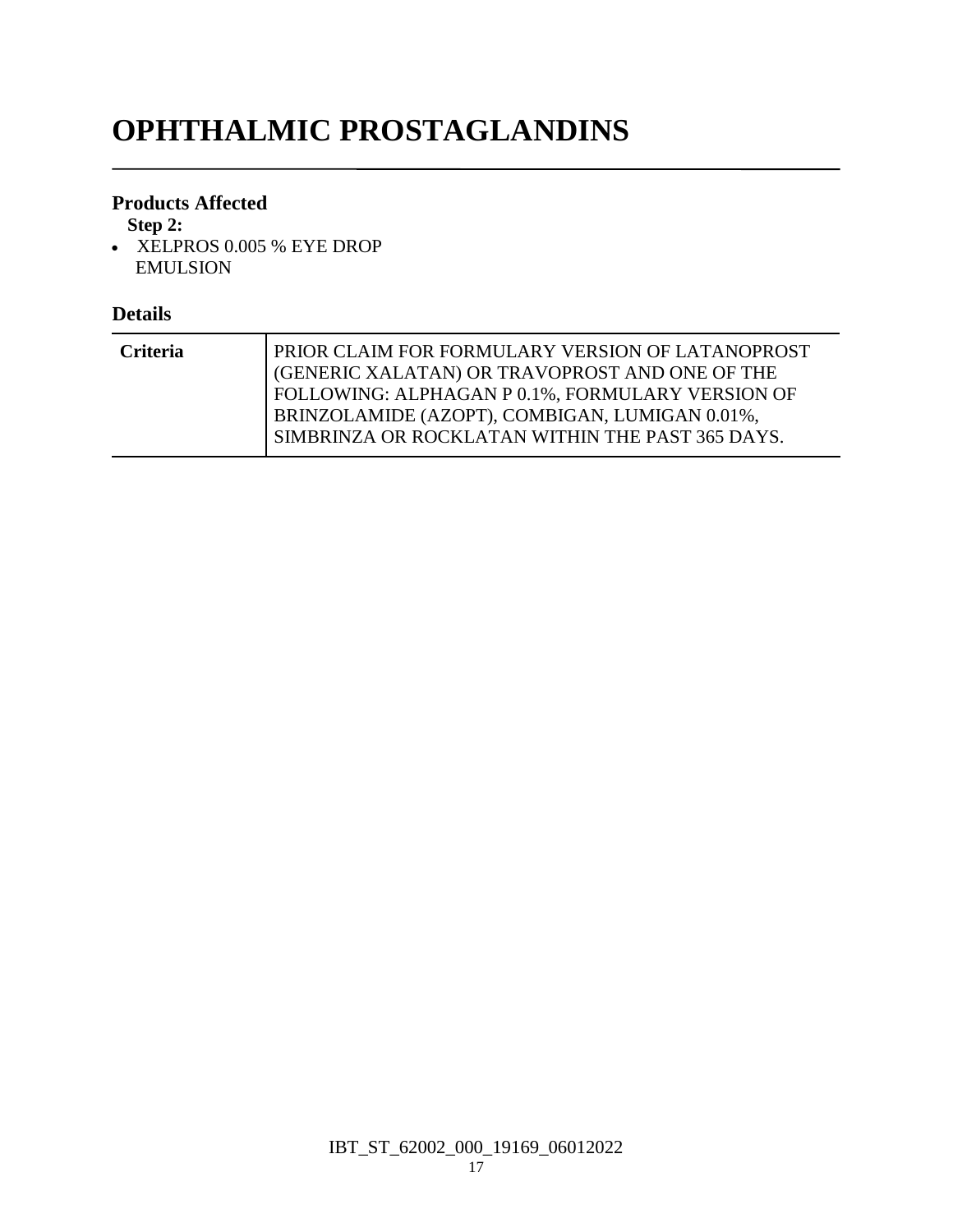# OPHTHALMIC PROSTAGLANDINS

### Products Affected

**Step 2:**

- XELPROS 0.005 % EYE DROP EMULSION

### Details

| | |
|---|---|
| **Criteria** | PRIOR CLAIM FOR FORMULARY VERSION OF LATANOPROST (GENERIC XALATAN) OR TRAVOPROST AND ONE OF THE FOLLOWING: ALPHAGAN P 0.1%, FORMULARY VERSION OF BRINZOLAMIDE (AZOPT), COMBIGAN, LUMIGAN 0.01%, SIMBRINZA OR ROCKLATAN WITHIN THE PAST 365 DAYS. |

IBT_ST_62002_000_19169_06012022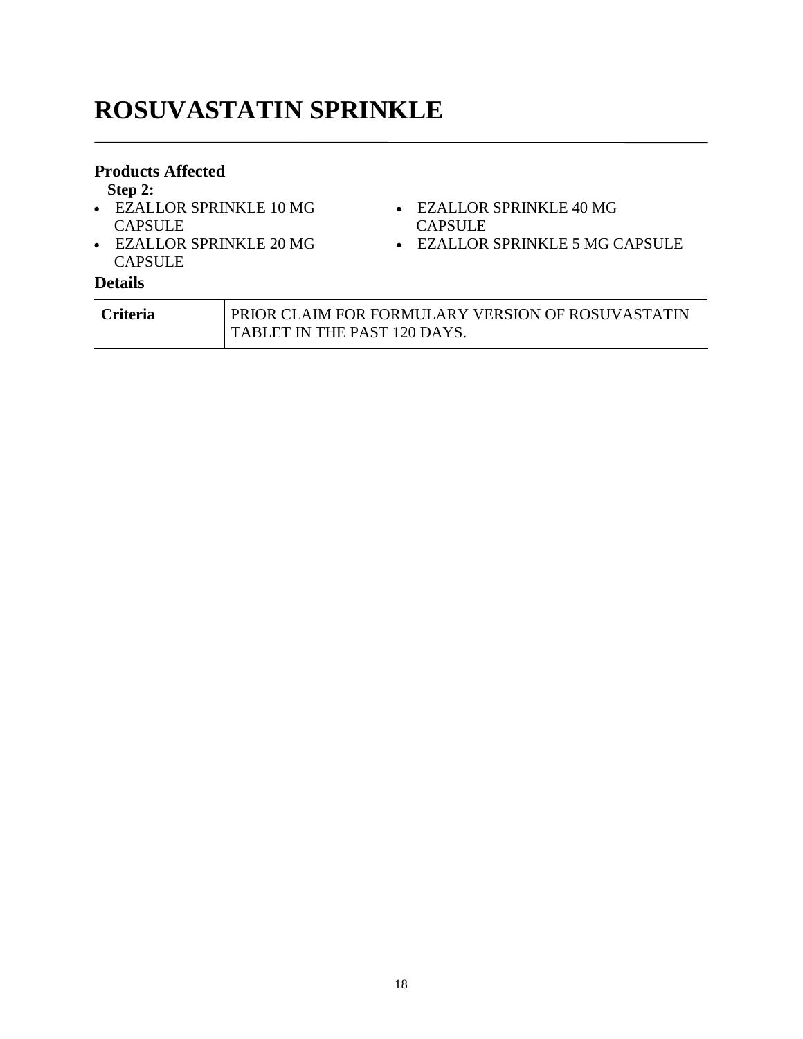# ROSUVASTATIN SPRINKLE

## Products Affected

**Step 2:**

- EZALLOR SPRINKLE 10 MG CAPSULE
- EZALLOR SPRINKLE 20 MG CAPSULE
- EZALLOR SPRINKLE 40 MG CAPSULE
- EZALLOR SPRINKLE 5 MG CAPSULE

## Details

| Criteria | PRIOR CLAIM FOR FORMULARY VERSION OF ROSUVASTATIN TABLET IN THE PAST 120 DAYS. |
|---|---|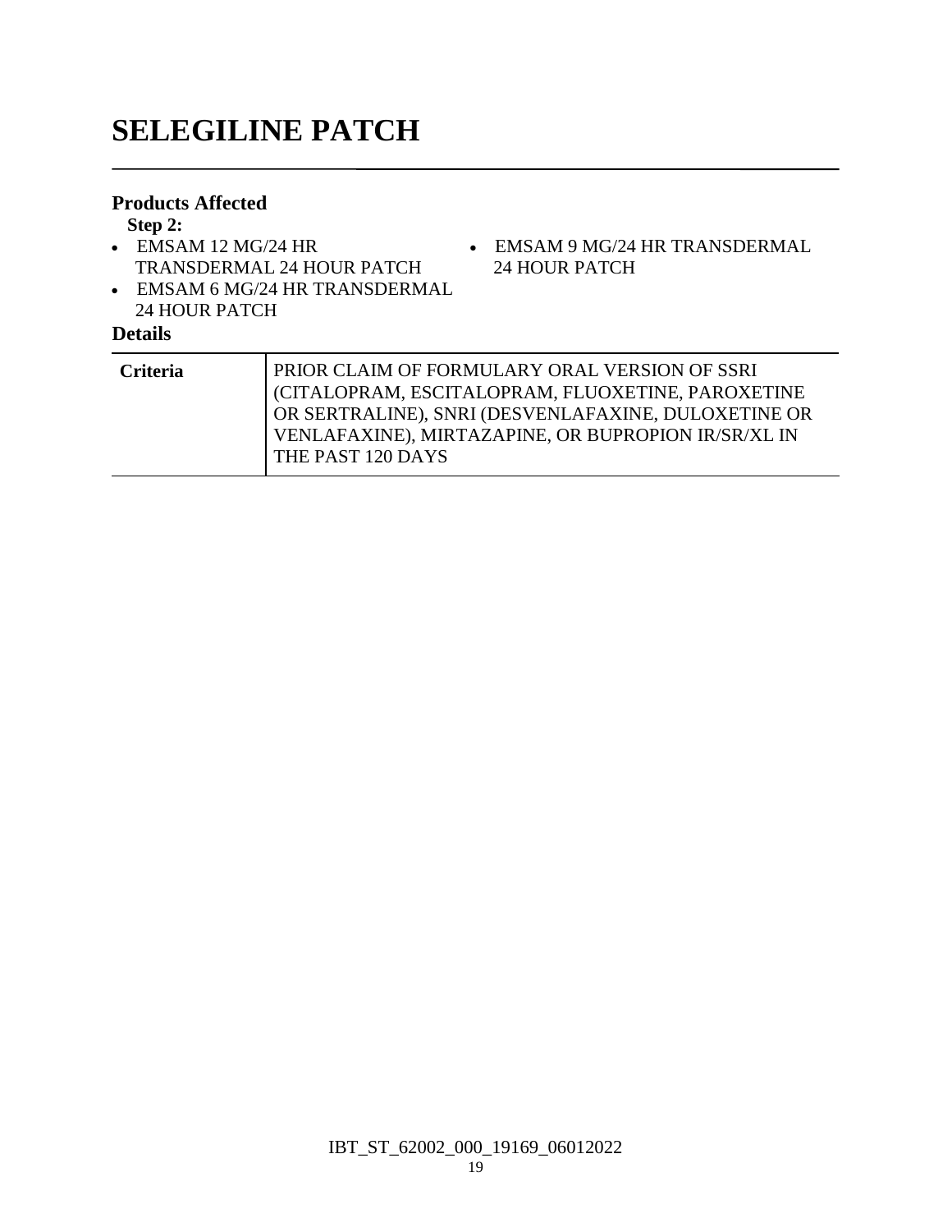# SELEGILINE PATCH

## Products Affected

**Step 2:**

- EMSAM 12 MG/24 HR TRANSDERMAL 24 HOUR PATCH
- EMSAM 6 MG/24 HR TRANSDERMAL 24 HOUR PATCH
- EMSAM 9 MG/24 HR TRANSDERMAL 24 HOUR PATCH

## Details

| | |
|---|---|
| **Criteria** | PRIOR CLAIM OF FORMULARY ORAL VERSION OF SSRI (CITALOPRAM, ESCITALOPRAM, FLUOXETINE, PAROXETINE OR SERTRALINE), SNRI (DESVENLAFAXINE, DULOXETINE OR VENLAFAXINE), MIRTAZAPINE, OR BUPROPION IR/SR/XL IN THE PAST 120 DAYS |

IBT_ST_62002_000_19169_06012022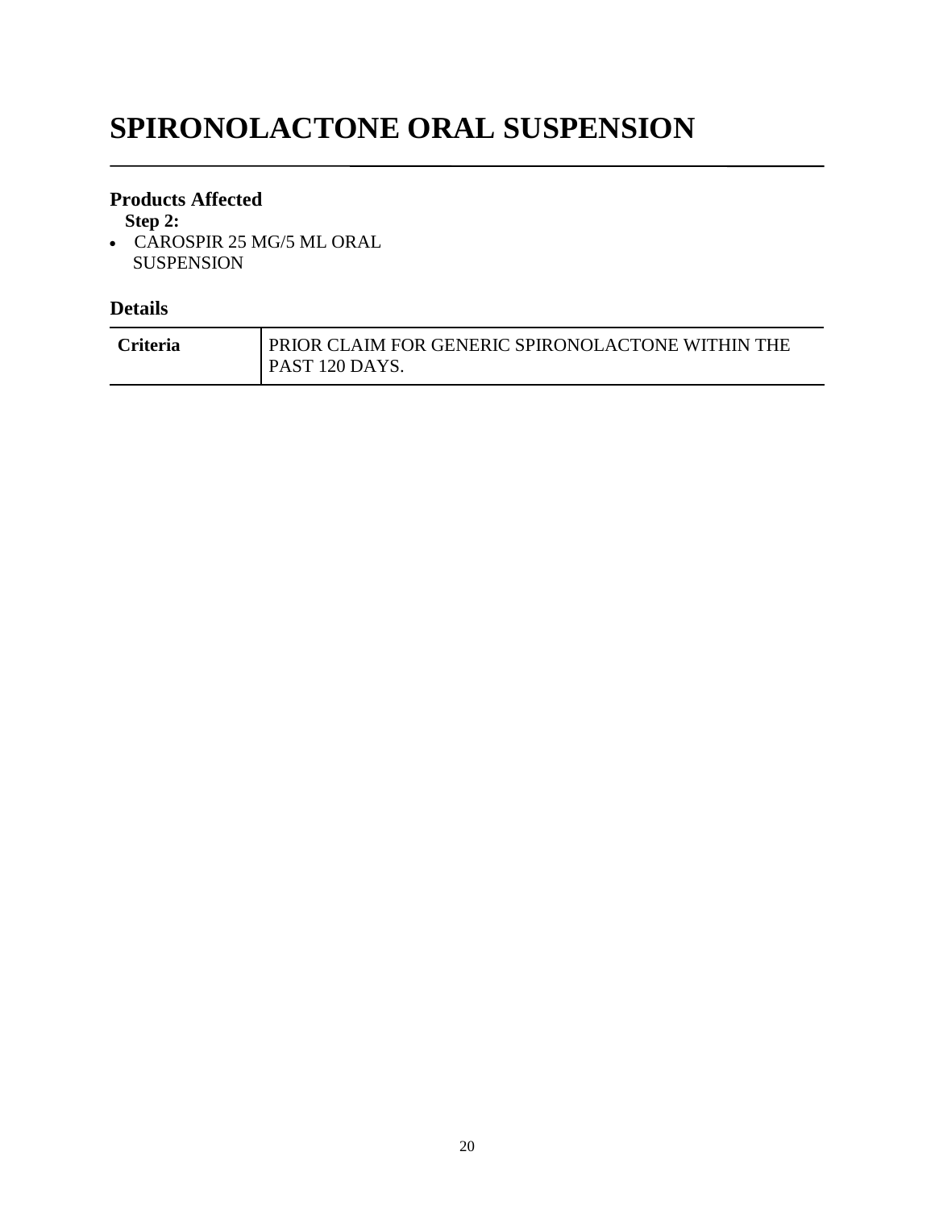# SPIRONOLACTONE ORAL SUSPENSION

### Products Affected

**Step 2:**

- CAROSPIR 25 MG/5 ML ORAL SUSPENSION

### Details

| | |
|---|---|
| **Criteria** | PRIOR CLAIM FOR GENERIC SPIRONOLACTONE WITHIN THE PAST 120 DAYS. |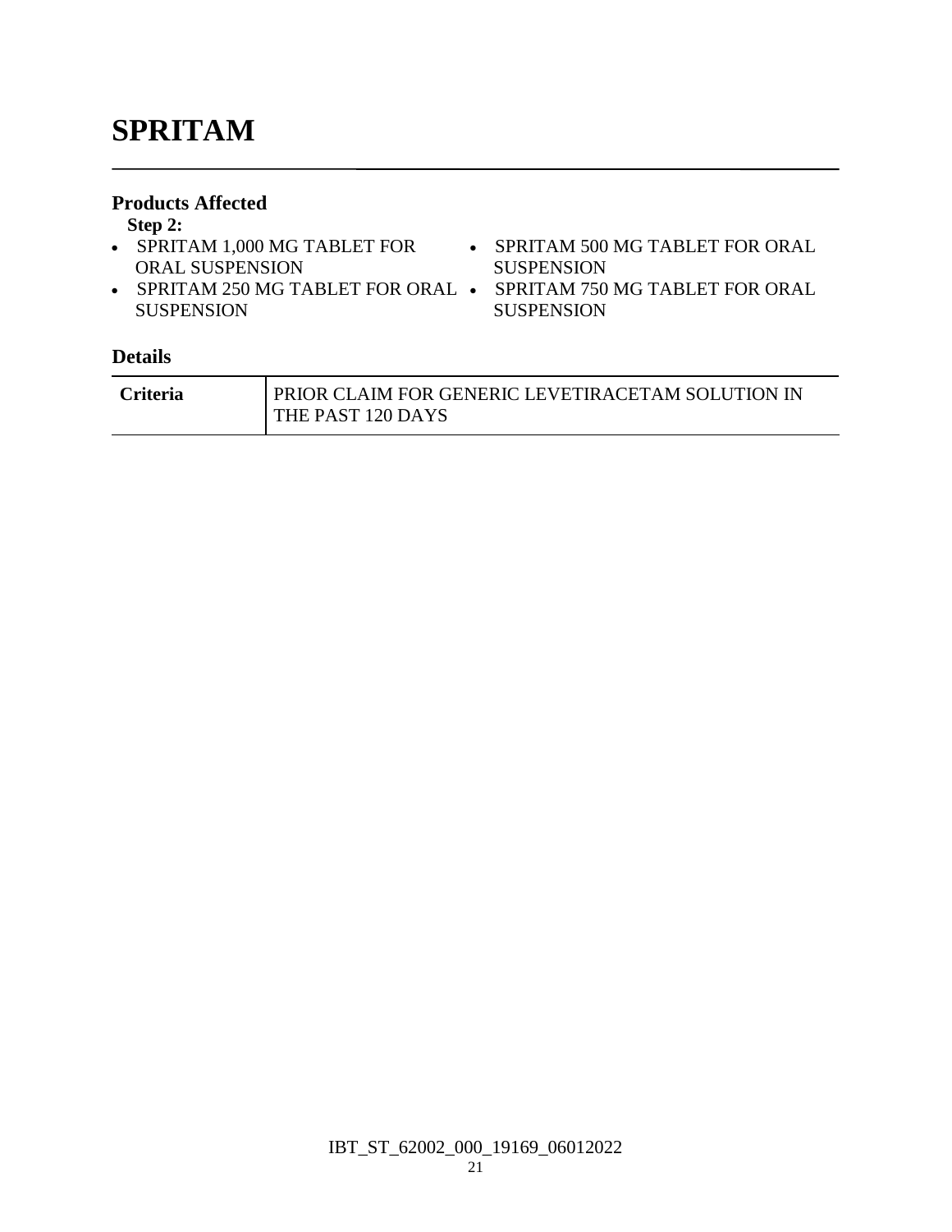# SPRITAM

## Products Affected

**Step 2:**

- SPRITAM 1,000 MG TABLET FOR ORAL SUSPENSION
- SPRITAM 250 MG TABLET FOR ORAL SUSPENSION
- SPRITAM 500 MG TABLET FOR ORAL SUSPENSION
- SPRITAM 750 MG TABLET FOR ORAL SUSPENSION

## Details

| | |
|---|---|
| **Criteria** | PRIOR CLAIM FOR GENERIC LEVETIRACETAM SOLUTION IN THE PAST 120 DAYS |

IBT_ST_62002_000_19169_06012022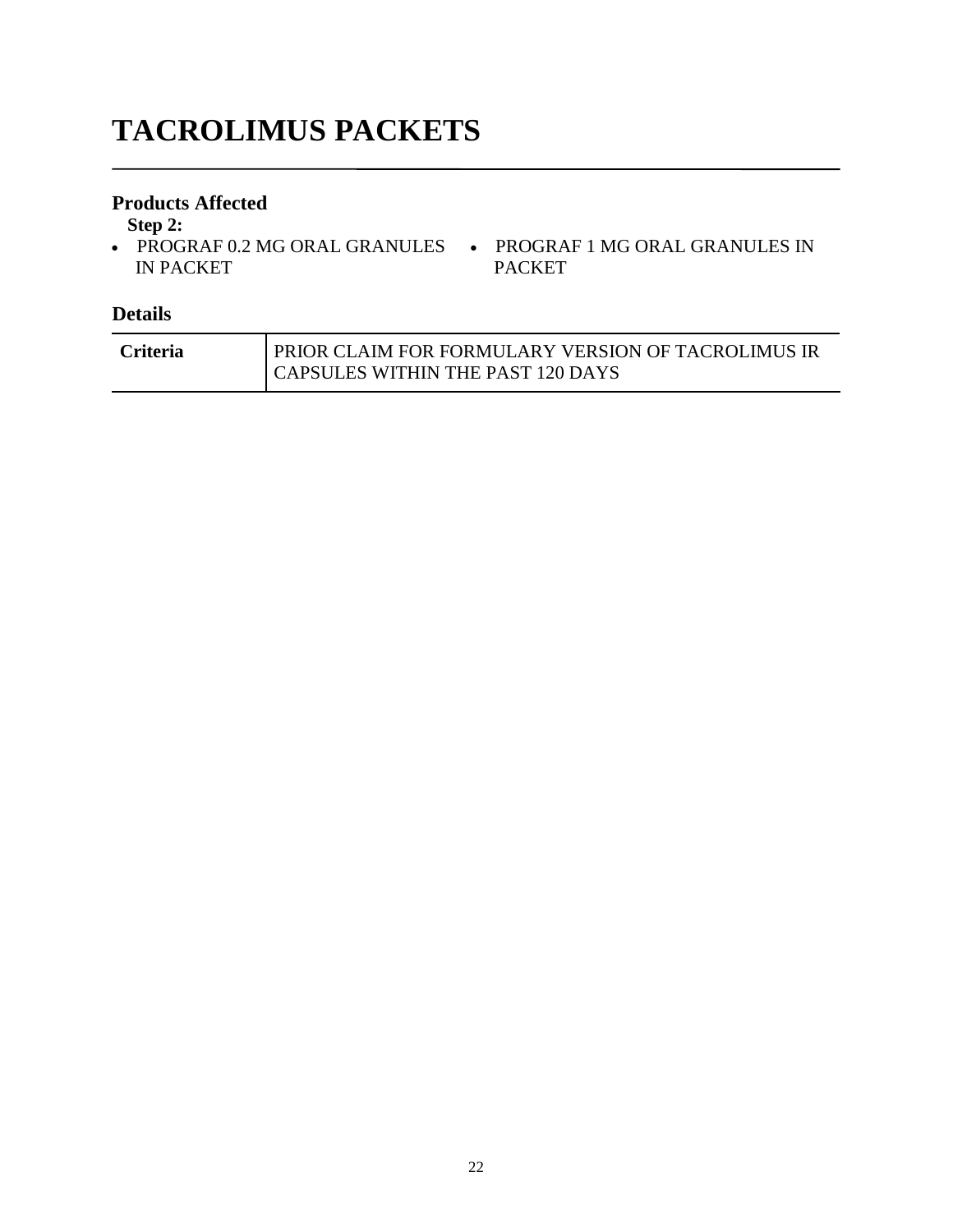# TACROLIMUS PACKETS

## Products Affected

**Step 2:**

- PROGRAF 0.2 MG ORAL GRANULES IN PACKET
- PROGRAF 1 MG ORAL GRANULES IN PACKET

## Details

| | |
|---|---|
| **Criteria** | PRIOR CLAIM FOR FORMULARY VERSION OF TACROLIMUS IR CAPSULES WITHIN THE PAST 120 DAYS |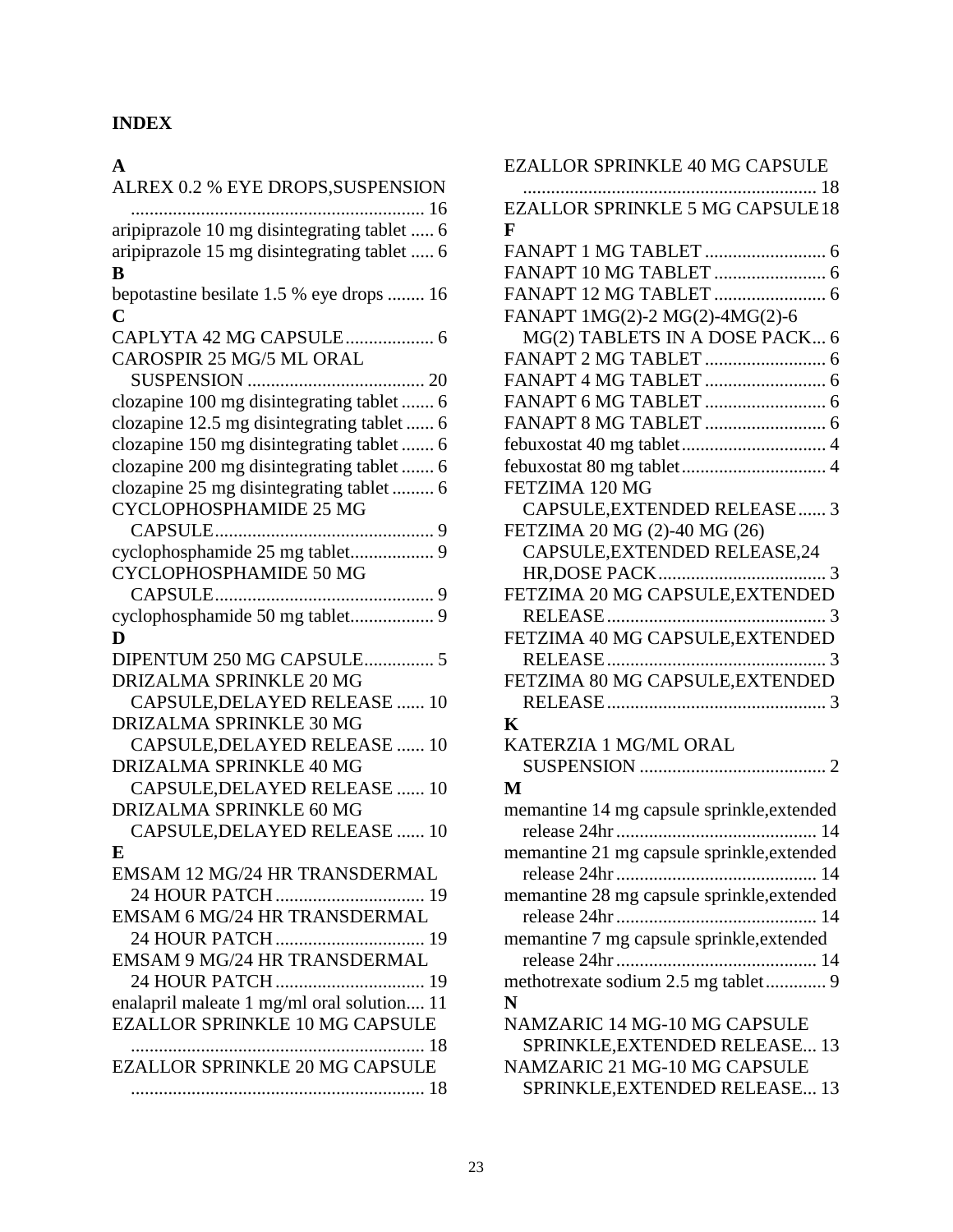# INDEX

**A**

ALREX 0.2 % EYE DROPS,SUSPENSION ............................................................... 16
aripiprazole 10 mg disintegrating tablet ..... 6
aripiprazole 15 mg disintegrating tablet ..... 6

**B**

bepotastine besilate 1.5 % eye drops ........ 16

**C**

CAPLYTA 42 MG CAPSULE ................... 6
CAROSPIR 25 MG/5 ML ORAL SUSPENSION ...................................... 20
clozapine 100 mg disintegrating tablet ....... 6
clozapine 12.5 mg disintegrating tablet ...... 6
clozapine 150 mg disintegrating tablet ....... 6
clozapine 200 mg disintegrating tablet ....... 6
clozapine 25 mg disintegrating tablet ......... 6
CYCLOPHOSPHAMIDE 25 MG CAPSULE ............................................... 9
cyclophosphamide 25 mg tablet.................. 9
CYCLOPHOSPHAMIDE 50 MG CAPSULE ............................................... 9
cyclophosphamide 50 mg tablet.................. 9

**D**

DIPENTUM 250 MG CAPSULE............... 5
DRIZALMA SPRINKLE 20 MG CAPSULE,DELAYED RELEASE ...... 10
DRIZALMA SPRINKLE 30 MG CAPSULE,DELAYED RELEASE ...... 10
DRIZALMA SPRINKLE 40 MG CAPSULE,DELAYED RELEASE ...... 10
DRIZALMA SPRINKLE 60 MG CAPSULE,DELAYED RELEASE ...... 10

**E**

EMSAM 12 MG/24 HR TRANSDERMAL 24 HOUR PATCH ................................ 19
EMSAM 6 MG/24 HR TRANSDERMAL 24 HOUR PATCH ................................ 19
EMSAM 9 MG/24 HR TRANSDERMAL 24 HOUR PATCH ................................ 19
enalapril maleate 1 mg/ml oral solution.... 11
EZALLOR SPRINKLE 10 MG CAPSULE ............................................................... 18
EZALLOR SPRINKLE 20 MG CAPSULE ............................................................... 18
EZALLOR SPRINKLE 40 MG CAPSULE ............................................................... 18
EZALLOR SPRINKLE 5 MG CAPSULE 18

**F**

FANAPT 1 MG TABLET .......................... 6
FANAPT 10 MG TABLET ........................ 6
FANAPT 12 MG TABLET ........................ 6
FANAPT 1MG(2)-2 MG(2)-4MG(2)-6 MG(2) TABLETS IN A DOSE PACK... 6
FANAPT 2 MG TABLET .......................... 6
FANAPT 4 MG TABLET .......................... 6
FANAPT 6 MG TABLET .......................... 6
FANAPT 8 MG TABLET .......................... 6
febuxostat 40 mg tablet............................... 4
febuxostat 80 mg tablet............................... 4
FETZIMA 120 MG CAPSULE,EXTENDED RELEASE...... 3
FETZIMA 20 MG (2)-40 MG (26) CAPSULE,EXTENDED RELEASE,24 HR,DOSE PACK.................................... 3
FETZIMA 20 MG CAPSULE,EXTENDED RELEASE............................................... 3
FETZIMA 40 MG CAPSULE,EXTENDED RELEASE............................................... 3
FETZIMA 80 MG CAPSULE,EXTENDED RELEASE............................................... 3

**K**

KATERZIA 1 MG/ML ORAL SUSPENSION ........................................ 2

**M**

memantine 14 mg capsule sprinkle,extended release 24hr ........................................... 14
memantine 21 mg capsule sprinkle,extended release 24hr ........................................... 14
memantine 28 mg capsule sprinkle,extended release 24hr ........................................... 14
memantine 7 mg capsule sprinkle,extended release 24hr ........................................... 14
methotrexate sodium 2.5 mg tablet............. 9

**N**

NAMZARIC 14 MG-10 MG CAPSULE SPRINKLE,EXTENDED RELEASE... 13
NAMZARIC 21 MG-10 MG CAPSULE SPRINKLE,EXTENDED RELEASE... 13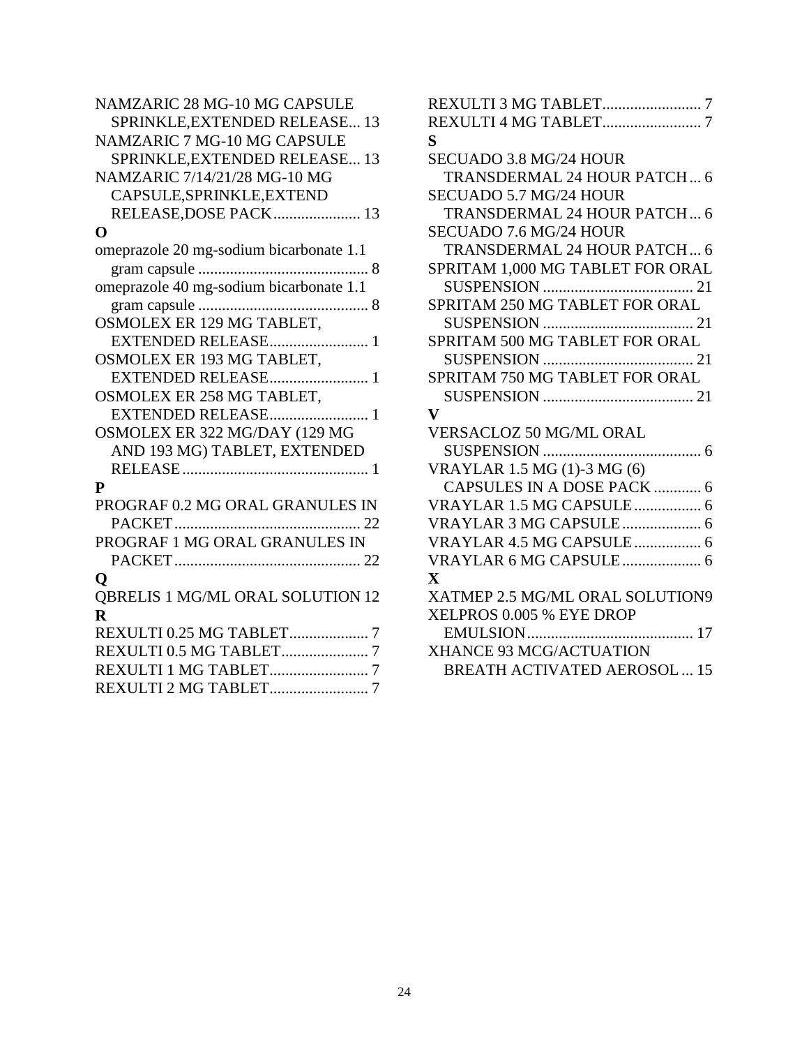NAMZARIC 28 MG-10 MG CAPSULE SPRINKLE,EXTENDED RELEASE... 13
NAMZARIC 7 MG-10 MG CAPSULE SPRINKLE,EXTENDED RELEASE... 13
NAMZARIC 7/14/21/28 MG-10 MG CAPSULE,SPRINKLE,EXTEND RELEASE,DOSE PACK...................... 13

**O**

omeprazole 20 mg-sodium bicarbonate 1.1 gram capsule ........................................... 8
omeprazole 40 mg-sodium bicarbonate 1.1 gram capsule ........................................... 8
OSMOLEX ER 129 MG TABLET, EXTENDED RELEASE......................... 1
OSMOLEX ER 193 MG TABLET, EXTENDED RELEASE......................... 1
OSMOLEX ER 258 MG TABLET, EXTENDED RELEASE......................... 1
OSMOLEX ER 322 MG/DAY (129 MG AND 193 MG) TABLET, EXTENDED RELEASE............................................... 1

**P**

PROGRAF 0.2 MG ORAL GRANULES IN PACKET............................................... 22
PROGRAF 1 MG ORAL GRANULES IN PACKET............................................... 22

**Q**

QBRELIS 1 MG/ML ORAL SOLUTION 12

**R**

REXULTI 0.25 MG TABLET.................... 7
REXULTI 0.5 MG TABLET...................... 7
REXULTI 1 MG TABLET......................... 7
REXULTI 2 MG TABLET......................... 7
REXULTI 3 MG TABLET......................... 7
REXULTI 4 MG TABLET......................... 7

**S**

SECUADO 3.8 MG/24 HOUR TRANSDERMAL 24 HOUR PATCH... 6
SECUADO 5.7 MG/24 HOUR TRANSDERMAL 24 HOUR PATCH... 6
SECUADO 7.6 MG/24 HOUR TRANSDERMAL 24 HOUR PATCH... 6
SPRITAM 1,000 MG TABLET FOR ORAL SUSPENSION ...................................... 21
SPRITAM 250 MG TABLET FOR ORAL SUSPENSION ...................................... 21
SPRITAM 500 MG TABLET FOR ORAL SUSPENSION ...................................... 21
SPRITAM 750 MG TABLET FOR ORAL SUSPENSION ...................................... 21

**V**

VERSACLOZ 50 MG/ML ORAL SUSPENSION ........................................ 6
VRAYLAR 1.5 MG (1)-3 MG (6) CAPSULES IN A DOSE PACK ............ 6
VRAYLAR 1.5 MG CAPSULE................. 6
VRAYLAR 3 MG CAPSULE.................... 6
VRAYLAR 4.5 MG CAPSULE................. 6
VRAYLAR 6 MG CAPSULE.................... 6

**X**

XATMEP 2.5 MG/ML ORAL SOLUTION9
XELPROS 0.005 % EYE DROP EMULSION.......................................... 17
XHANCE 93 MCG/ACTUATION BREATH ACTIVATED AEROSOL ... 15